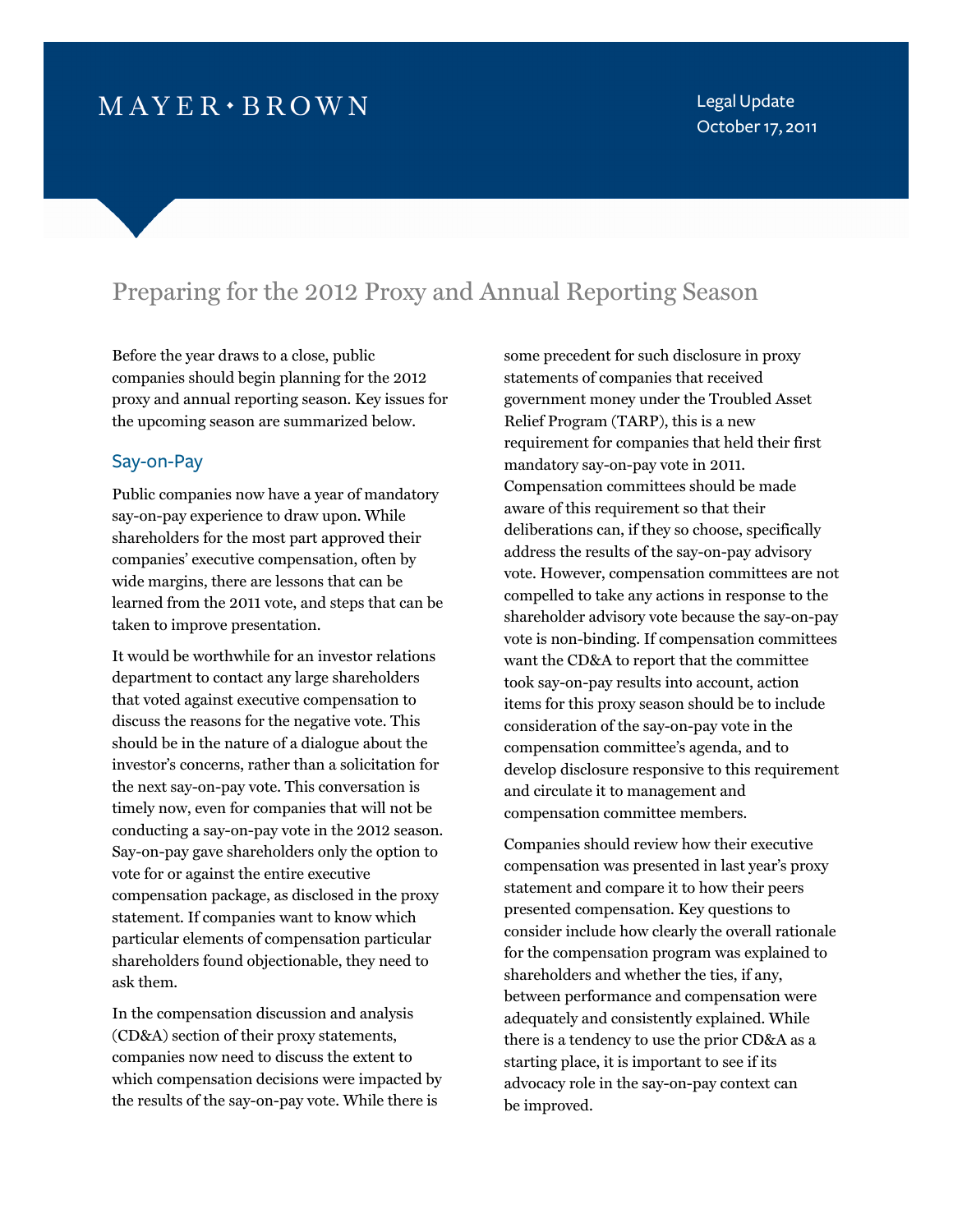MAYER • BROWN

Legal Update
October 17, 2011

# Preparing for the 2012 Proxy and Annual Reporting Season

Before the year draws to a close, public companies should begin planning for the 2012 proxy and annual reporting season. Key issues for the upcoming season are summarized below.

## Say-on-Pay

Public companies now have a year of mandatory say-on-pay experience to draw upon. While shareholders for the most part approved their companies' executive compensation, often by wide margins, there are lessons that can be learned from the 2011 vote, and steps that can be taken to improve presentation.

It would be worthwhile for an investor relations department to contact any large shareholders that voted against executive compensation to discuss the reasons for the negative vote. This should be in the nature of a dialogue about the investor's concerns, rather than a solicitation for the next say-on-pay vote. This conversation is timely now, even for companies that will not be conducting a say-on-pay vote in the 2012 season. Say-on-pay gave shareholders only the option to vote for or against the entire executive compensation package, as disclosed in the proxy statement. If companies want to know which particular elements of compensation particular shareholders found objectionable, they need to ask them.

In the compensation discussion and analysis (CD&A) section of their proxy statements, companies now need to discuss the extent to which compensation decisions were impacted by the results of the say-on-pay vote. While there is some precedent for such disclosure in proxy statements of companies that received government money under the Troubled Asset Relief Program (TARP), this is a new requirement for companies that held their first mandatory say-on-pay vote in 2011. Compensation committees should be made aware of this requirement so that their deliberations can, if they so choose, specifically address the results of the say-on-pay advisory vote. However, compensation committees are not compelled to take any actions in response to the shareholder advisory vote because the say-on-pay vote is non-binding. If compensation committees want the CD&A to report that the committee took say-on-pay results into account, action items for this proxy season should be to include consideration of the say-on-pay vote in the compensation committee's agenda, and to develop disclosure responsive to this requirement and circulate it to management and compensation committee members.

Companies should review how their executive compensation was presented in last year's proxy statement and compare it to how their peers presented compensation. Key questions to consider include how clearly the overall rationale for the compensation program was explained to shareholders and whether the ties, if any, between performance and compensation were adequately and consistently explained. While there is a tendency to use the prior CD&A as a starting place, it is important to see if its advocacy role in the say-on-pay context can be improved.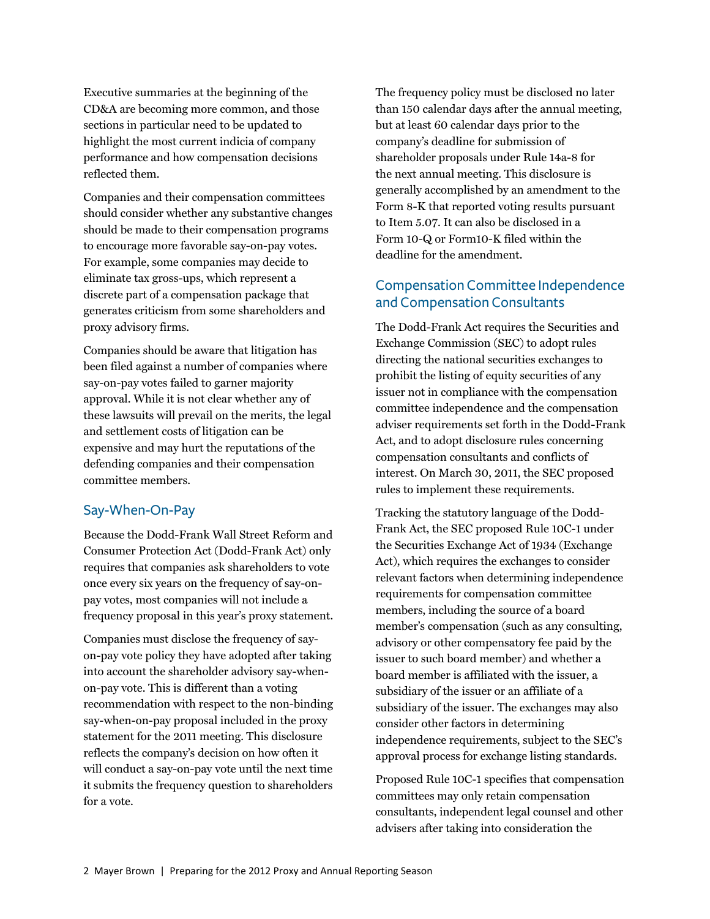Executive summaries at the beginning of the CD&A are becoming more common, and those sections in particular need to be updated to highlight the most current indicia of company performance and how compensation decisions reflected them.

Companies and their compensation committees should consider whether any substantive changes should be made to their compensation programs to encourage more favorable say-on-pay votes. For example, some companies may decide to eliminate tax gross-ups, which represent a discrete part of a compensation package that generates criticism from some shareholders and proxy advisory firms.

Companies should be aware that litigation has been filed against a number of companies where say-on-pay votes failed to garner majority approval. While it is not clear whether any of these lawsuits will prevail on the merits, the legal and settlement costs of litigation can be expensive and may hurt the reputations of the defending companies and their compensation committee members.

## Say-When-On-Pay

Because the Dodd-Frank Wall Street Reform and Consumer Protection Act (Dodd-Frank Act) only requires that companies ask shareholders to vote once every six years on the frequency of say-on-pay votes, most companies will not include a frequency proposal in this year's proxy statement.

Companies must disclose the frequency of say-on-pay vote policy they have adopted after taking into account the shareholder advisory say-when-on-pay vote. This is different than a voting recommendation with respect to the non-binding say-when-on-pay proposal included in the proxy statement for the 2011 meeting. This disclosure reflects the company's decision on how often it will conduct a say-on-pay vote until the next time it submits the frequency question to shareholders for a vote.

The frequency policy must be disclosed no later than 150 calendar days after the annual meeting, but at least 60 calendar days prior to the company's deadline for submission of shareholder proposals under Rule 14a-8 for the next annual meeting. This disclosure is generally accomplished by an amendment to the Form 8-K that reported voting results pursuant to Item 5.07. It can also be disclosed in a Form 10-Q or Form10-K filed within the deadline for the amendment.

## Compensation Committee Independence and Compensation Consultants

The Dodd-Frank Act requires the Securities and Exchange Commission (SEC) to adopt rules directing the national securities exchanges to prohibit the listing of equity securities of any issuer not in compliance with the compensation committee independence and the compensation adviser requirements set forth in the Dodd-Frank Act, and to adopt disclosure rules concerning compensation consultants and conflicts of interest. On March 30, 2011, the SEC proposed rules to implement these requirements.

Tracking the statutory language of the Dodd-Frank Act, the SEC proposed Rule 10C-1 under the Securities Exchange Act of 1934 (Exchange Act), which requires the exchanges to consider relevant factors when determining independence requirements for compensation committee members, including the source of a board member's compensation (such as any consulting, advisory or other compensatory fee paid by the issuer to such board member) and whether a board member is affiliated with the issuer, a subsidiary of the issuer or an affiliate of a subsidiary of the issuer. The exchanges may also consider other factors in determining independence requirements, subject to the SEC's approval process for exchange listing standards.

Proposed Rule 10C-1 specifies that compensation committees may only retain compensation consultants, independent legal counsel and other advisers after taking into consideration the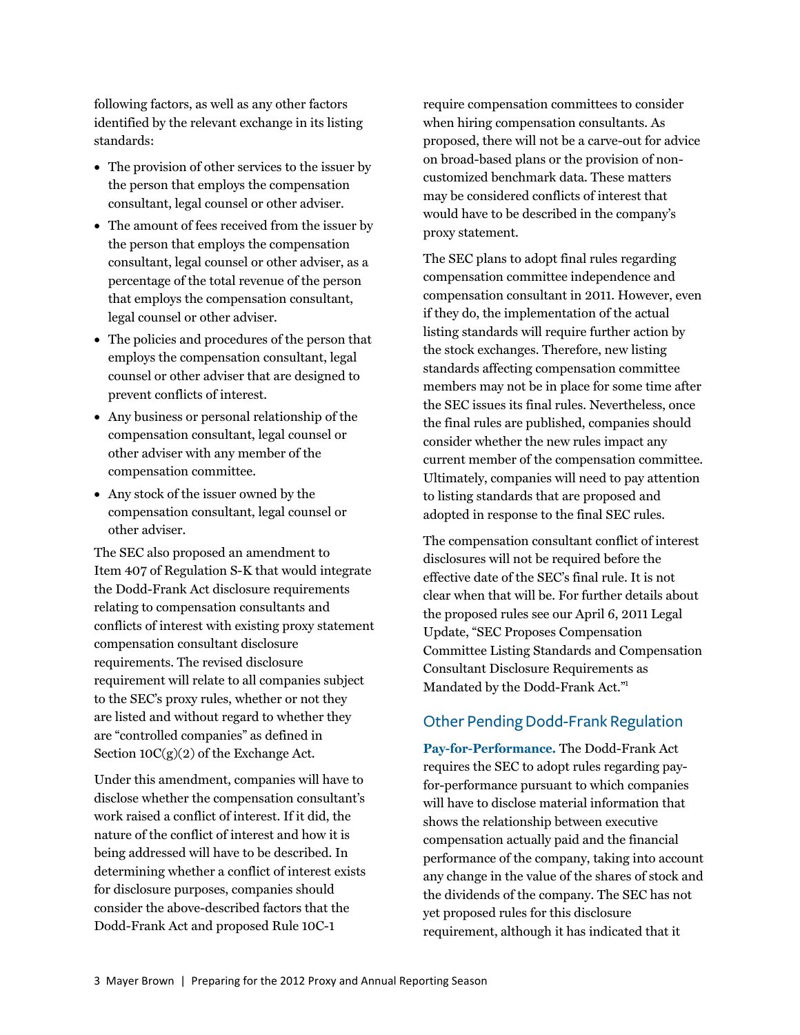following factors, as well as any other factors identified by the relevant exchange in its listing standards:

- The provision of other services to the issuer by the person that employs the compensation consultant, legal counsel or other adviser.
- The amount of fees received from the issuer by the person that employs the compensation consultant, legal counsel or other adviser, as a percentage of the total revenue of the person that employs the compensation consultant, legal counsel or other adviser.
- The policies and procedures of the person that employs the compensation consultant, legal counsel or other adviser that are designed to prevent conflicts of interest.
- Any business or personal relationship of the compensation consultant, legal counsel or other adviser with any member of the compensation committee.
- Any stock of the issuer owned by the compensation consultant, legal counsel or other adviser.

The SEC also proposed an amendment to Item 407 of Regulation S-K that would integrate the Dodd-Frank Act disclosure requirements relating to compensation consultants and conflicts of interest with existing proxy statement compensation consultant disclosure requirements. The revised disclosure requirement will relate to all companies subject to the SEC's proxy rules, whether or not they are listed and without regard to whether they are "controlled companies" as defined in Section 10C(g)(2) of the Exchange Act.

Under this amendment, companies will have to disclose whether the compensation consultant's work raised a conflict of interest. If it did, the nature of the conflict of interest and how it is being addressed will have to be described. In determining whether a conflict of interest exists for disclosure purposes, companies should consider the above-described factors that the Dodd-Frank Act and proposed Rule 10C-1 require compensation committees to consider when hiring compensation consultants. As proposed, there will not be a carve-out for advice on broad-based plans or the provision of non-customized benchmark data. These matters may be considered conflicts of interest that would have to be described in the company's proxy statement.

The SEC plans to adopt final rules regarding compensation committee independence and compensation consultant in 2011. However, even if they do, the implementation of the actual listing standards will require further action by the stock exchanges. Therefore, new listing standards affecting compensation committee members may not be in place for some time after the SEC issues its final rules. Nevertheless, once the final rules are published, companies should consider whether the new rules impact any current member of the compensation committee. Ultimately, companies will need to pay attention to listing standards that are proposed and adopted in response to the final SEC rules.

The compensation consultant conflict of interest disclosures will not be required before the effective date of the SEC's final rule. It is not clear when that will be. For further details about the proposed rules see our April 6, 2011 Legal Update, "SEC Proposes Compensation Committee Listing Standards and Compensation Consultant Disclosure Requirements as Mandated by the Dodd-Frank Act."[1]

## Other Pending Dodd-Frank Regulation

**Pay-for-Performance.** The Dodd-Frank Act requires the SEC to adopt rules regarding pay-for-performance pursuant to which companies will have to disclose material information that shows the relationship between executive compensation actually paid and the financial performance of the company, taking into account any change in the value of the shares of stock and the dividends of the company. The SEC has not yet proposed rules for this disclosure requirement, although it has indicated that it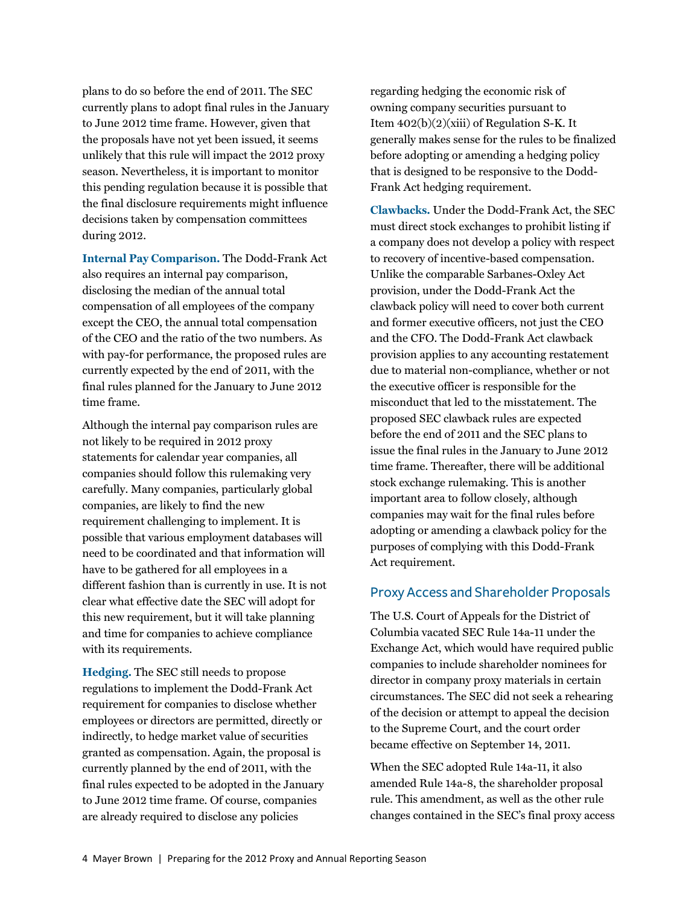plans to do so before the end of 2011. The SEC currently plans to adopt final rules in the January to June 2012 time frame. However, given that the proposals have not yet been issued, it seems unlikely that this rule will impact the 2012 proxy season. Nevertheless, it is important to monitor this pending regulation because it is possible that the final disclosure requirements might influence decisions taken by compensation committees during 2012.

**Internal Pay Comparison.** The Dodd-Frank Act also requires an internal pay comparison, disclosing the median of the annual total compensation of all employees of the company except the CEO, the annual total compensation of the CEO and the ratio of the two numbers. As with pay-for performance, the proposed rules are currently expected by the end of 2011, with the final rules planned for the January to June 2012 time frame.

Although the internal pay comparison rules are not likely to be required in 2012 proxy statements for calendar year companies, all companies should follow this rulemaking very carefully. Many companies, particularly global companies, are likely to find the new requirement challenging to implement. It is possible that various employment databases will need to be coordinated and that information will have to be gathered for all employees in a different fashion than is currently in use. It is not clear what effective date the SEC will adopt for this new requirement, but it will take planning and time for companies to achieve compliance with its requirements.

**Hedging.** The SEC still needs to propose regulations to implement the Dodd-Frank Act requirement for companies to disclose whether employees or directors are permitted, directly or indirectly, to hedge market value of securities granted as compensation. Again, the proposal is currently planned by the end of 2011, with the final rules expected to be adopted in the January to June 2012 time frame. Of course, companies are already required to disclose any policies regarding hedging the economic risk of owning company securities pursuant to Item 402(b)(2)(xiii) of Regulation S-K. It generally makes sense for the rules to be finalized before adopting or amending a hedging policy that is designed to be responsive to the Dodd-Frank Act hedging requirement.

**Clawbacks.** Under the Dodd-Frank Act, the SEC must direct stock exchanges to prohibit listing if a company does not develop a policy with respect to recovery of incentive-based compensation. Unlike the comparable Sarbanes-Oxley Act provision, under the Dodd-Frank Act the clawback policy will need to cover both current and former executive officers, not just the CEO and the CFO. The Dodd-Frank Act clawback provision applies to any accounting restatement due to material non-compliance, whether or not the executive officer is responsible for the misconduct that led to the misstatement. The proposed SEC clawback rules are expected before the end of 2011 and the SEC plans to issue the final rules in the January to June 2012 time frame. Thereafter, there will be additional stock exchange rulemaking. This is another important area to follow closely, although companies may wait for the final rules before adopting or amending a clawback policy for the purposes of complying with this Dodd-Frank Act requirement.

## Proxy Access and Shareholder Proposals

The U.S. Court of Appeals for the District of Columbia vacated SEC Rule 14a-11 under the Exchange Act, which would have required public companies to include shareholder nominees for director in company proxy materials in certain circumstances. The SEC did not seek a rehearing of the decision or attempt to appeal the decision to the Supreme Court, and the court order became effective on September 14, 2011.

When the SEC adopted Rule 14a-11, it also amended Rule 14a-8, the shareholder proposal rule. This amendment, as well as the other rule changes contained in the SEC's final proxy access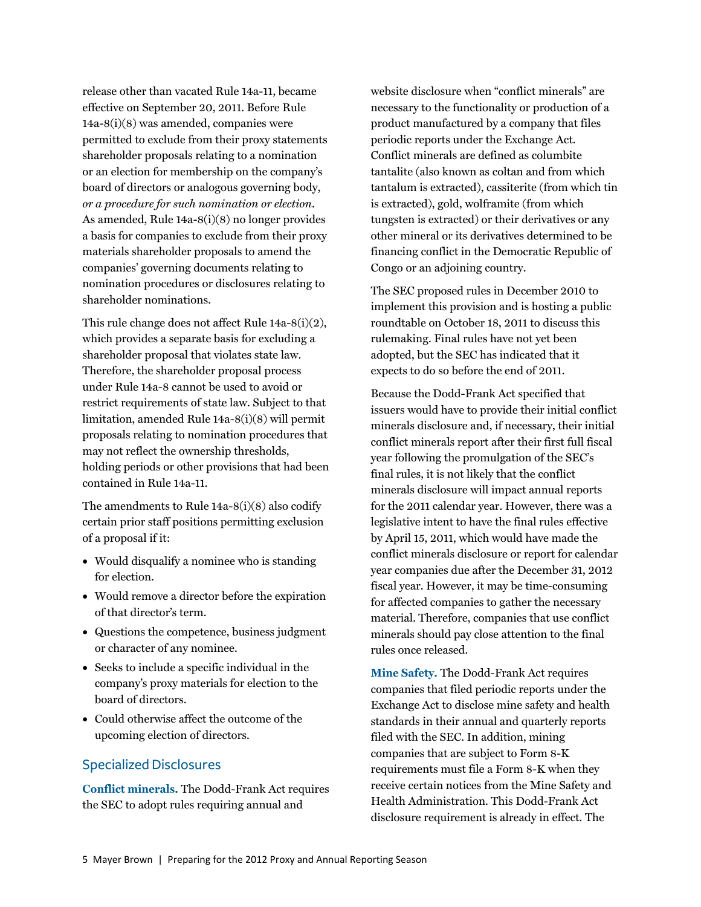release other than vacated Rule 14a-11, became effective on September 20, 2011. Before Rule 14a-8(i)(8) was amended, companies were permitted to exclude from their proxy statements shareholder proposals relating to a nomination or an election for membership on the company's board of directors or analogous governing body, *or a procedure for such nomination or election*. As amended, Rule 14a-8(i)(8) no longer provides a basis for companies to exclude from their proxy materials shareholder proposals to amend the companies' governing documents relating to nomination procedures or disclosures relating to shareholder nominations.

This rule change does not affect Rule 14a-8(i)(2), which provides a separate basis for excluding a shareholder proposal that violates state law. Therefore, the shareholder proposal process under Rule 14a-8 cannot be used to avoid or restrict requirements of state law. Subject to that limitation, amended Rule 14a-8(i)(8) will permit proposals relating to nomination procedures that may not reflect the ownership thresholds, holding periods or other provisions that had been contained in Rule 14a-11.

The amendments to Rule 14a-8(i)(8) also codify certain prior staff positions permitting exclusion of a proposal if it:

- Would disqualify a nominee who is standing for election.
- Would remove a director before the expiration of that director's term.
- Questions the competence, business judgment or character of any nominee.
- Seeks to include a specific individual in the company's proxy materials for election to the board of directors.
- Could otherwise affect the outcome of the upcoming election of directors.

## Specialized Disclosures

**Conflict minerals.** The Dodd-Frank Act requires the SEC to adopt rules requiring annual and website disclosure when "conflict minerals" are necessary to the functionality or production of a product manufactured by a company that files periodic reports under the Exchange Act. Conflict minerals are defined as columbite tantalite (also known as coltan and from which tantalum is extracted), cassiterite (from which tin is extracted), gold, wolframite (from which tungsten is extracted) or their derivatives or any other mineral or its derivatives determined to be financing conflict in the Democratic Republic of Congo or an adjoining country.

The SEC proposed rules in December 2010 to implement this provision and is hosting a public roundtable on October 18, 2011 to discuss this rulemaking. Final rules have not yet been adopted, but the SEC has indicated that it expects to do so before the end of 2011.

Because the Dodd-Frank Act specified that issuers would have to provide their initial conflict minerals disclosure and, if necessary, their initial conflict minerals report after their first full fiscal year following the promulgation of the SEC's final rules, it is not likely that the conflict minerals disclosure will impact annual reports for the 2011 calendar year. However, there was a legislative intent to have the final rules effective by April 15, 2011, which would have made the conflict minerals disclosure or report for calendar year companies due after the December 31, 2012 fiscal year. However, it may be time-consuming for affected companies to gather the necessary material. Therefore, companies that use conflict minerals should pay close attention to the final rules once released.

**Mine Safety.** The Dodd-Frank Act requires companies that filed periodic reports under the Exchange Act to disclose mine safety and health standards in their annual and quarterly reports filed with the SEC. In addition, mining companies that are subject to Form 8-K requirements must file a Form 8-K when they receive certain notices from the Mine Safety and Health Administration. This Dodd-Frank Act disclosure requirement is already in effect. The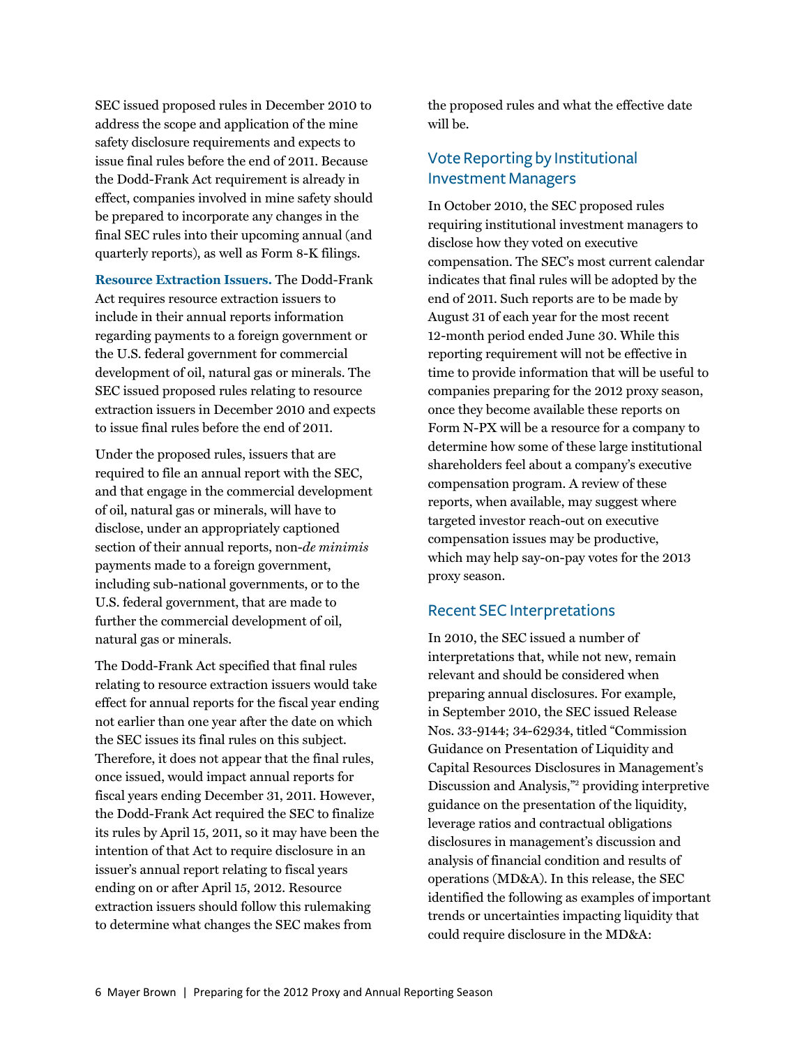SEC issued proposed rules in December 2010 to address the scope and application of the mine safety disclosure requirements and expects to issue final rules before the end of 2011. Because the Dodd-Frank Act requirement is already in effect, companies involved in mine safety should be prepared to incorporate any changes in the final SEC rules into their upcoming annual (and quarterly reports), as well as Form 8-K filings.

**Resource Extraction Issuers.** The Dodd-Frank Act requires resource extraction issuers to include in their annual reports information regarding payments to a foreign government or the U.S. federal government for commercial development of oil, natural gas or minerals. The SEC issued proposed rules relating to resource extraction issuers in December 2010 and expects to issue final rules before the end of 2011.

Under the proposed rules, issuers that are required to file an annual report with the SEC, and that engage in the commercial development of oil, natural gas or minerals, will have to disclose, under an appropriately captioned section of their annual reports, non-*de minimis* payments made to a foreign government, including sub-national governments, or to the U.S. federal government, that are made to further the commercial development of oil, natural gas or minerals.

The Dodd-Frank Act specified that final rules relating to resource extraction issuers would take effect for annual reports for the fiscal year ending not earlier than one year after the date on which the SEC issues its final rules on this subject. Therefore, it does not appear that the final rules, once issued, would impact annual reports for fiscal years ending December 31, 2011. However, the Dodd-Frank Act required the SEC to finalize its rules by April 15, 2011, so it may have been the intention of that Act to require disclosure in an issuer's annual report relating to fiscal years ending on or after April 15, 2012. Resource extraction issuers should follow this rulemaking to determine what changes the SEC makes from the proposed rules and what the effective date will be.

## Vote Reporting by Institutional Investment Managers

In October 2010, the SEC proposed rules requiring institutional investment managers to disclose how they voted on executive compensation. The SEC's most current calendar indicates that final rules will be adopted by the end of 2011. Such reports are to be made by August 31 of each year for the most recent 12-month period ended June 30. While this reporting requirement will not be effective in time to provide information that will be useful to companies preparing for the 2012 proxy season, once they become available these reports on Form N-PX will be a resource for a company to determine how some of these large institutional shareholders feel about a company's executive compensation program. A review of these reports, when available, may suggest where targeted investor reach-out on executive compensation issues may be productive, which may help say-on-pay votes for the 2013 proxy season.

## Recent SEC Interpretations

In 2010, the SEC issued a number of interpretations that, while not new, remain relevant and should be considered when preparing annual disclosures. For example, in September 2010, the SEC issued Release Nos. 33-9144; 34-62934, titled "Commission Guidance on Presentation of Liquidity and Capital Resources Disclosures in Management's Discussion and Analysis,"[2] providing interpretive guidance on the presentation of the liquidity, leverage ratios and contractual obligations disclosures in management's discussion and analysis of financial condition and results of operations (MD&A). In this release, the SEC identified the following as examples of important trends or uncertainties impacting liquidity that could require disclosure in the MD&A: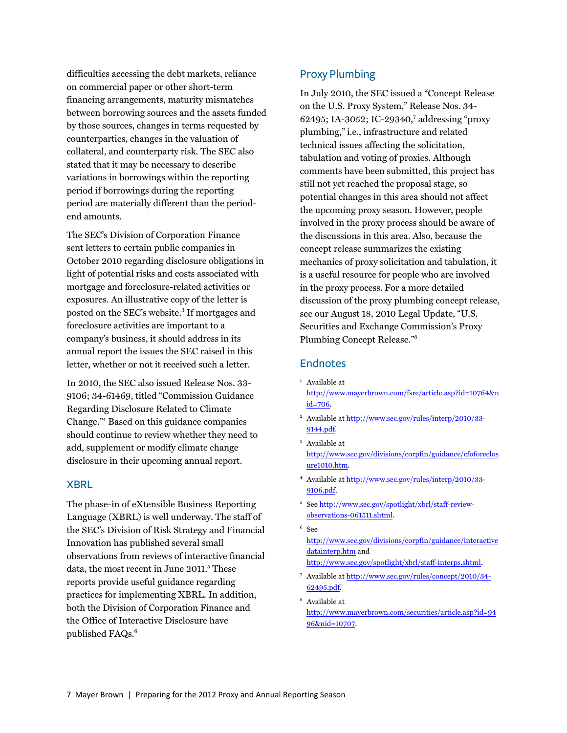difficulties accessing the debt markets, reliance on commercial paper or other short-term financing arrangements, maturity mismatches between borrowing sources and the assets funded by those sources, changes in terms requested by counterparties, changes in the valuation of collateral, and counterparty risk. The SEC also stated that it may be necessary to describe variations in borrowings within the reporting period if borrowings during the reporting period are materially different than the period-end amounts.

The SEC's Division of Corporation Finance sent letters to certain public companies in October 2010 regarding disclosure obligations in light of potential risks and costs associated with mortgage and foreclosure-related activities or exposures. An illustrative copy of the letter is posted on the SEC's website.[3] If mortgages and foreclosure activities are important to a company's business, it should address in its annual report the issues the SEC raised in this letter, whether or not it received such a letter.

In 2010, the SEC also issued Release Nos. 33-9106; 34-61469, titled "Commission Guidance Regarding Disclosure Related to Climate Change."[4] Based on this guidance companies should continue to review whether they need to add, supplement or modify climate change disclosure in their upcoming annual report.

## XBRL

The phase-in of eXtensible Business Reporting Language (XBRL) is well underway. The staff of the SEC's Division of Risk Strategy and Financial Innovation has published several small observations from reviews of interactive financial data, the most recent in June 2011.[5] These reports provide useful guidance regarding practices for implementing XBRL. In addition, both the Division of Corporation Finance and the Office of Interactive Disclosure have published FAQs.[6]

## Proxy Plumbing

In July 2010, the SEC issued a "Concept Release on the U.S. Proxy System," Release Nos. 34-62495; IA-3052; IC-29340,[7] addressing "proxy plumbing," i.e., infrastructure and related technical issues affecting the solicitation, tabulation and voting of proxies. Although comments have been submitted, this project has still not yet reached the proposal stage, so potential changes in this area should not affect the upcoming proxy season. However, people involved in the proxy process should be aware of the discussions in this area. Also, because the concept release summarizes the existing mechanics of proxy solicitation and tabulation, it is a useful resource for people who are involved in the proxy process. For a more detailed discussion of the proxy plumbing concept release, see our August 18, 2010 Legal Update, "U.S. Securities and Exchange Commission's Proxy Plumbing Concept Release."[8]

## Endnotes

1. Available at http://www.mayerbrown.com/fsre/article.asp?id=10764&nid=706.
2. Available at http://www.sec.gov/rules/interp/2010/33-9144.pdf.
3. Available at http://www.sec.gov/divisions/corpfin/guidance/cfoforeclosure1010.htm.
4. Available at http://www.sec.gov/rules/interp/2010/33-9106.pdf.
5. See http://www.sec.gov/spotlight/xbrl/staff-review-observations-061511.shtml.
6. See http://www.sec.gov/divisions/corpfin/guidance/interactivedatainterp.htm and http://www.sec.gov/spotlight/xbrl/staff-interps.shtml.
7. Available at http://www.sec.gov/rules/concept/2010/34-62495.pdf.
8. Available at http://www.mayerbrown.com/securities/article.asp?id=9496&nid=10707.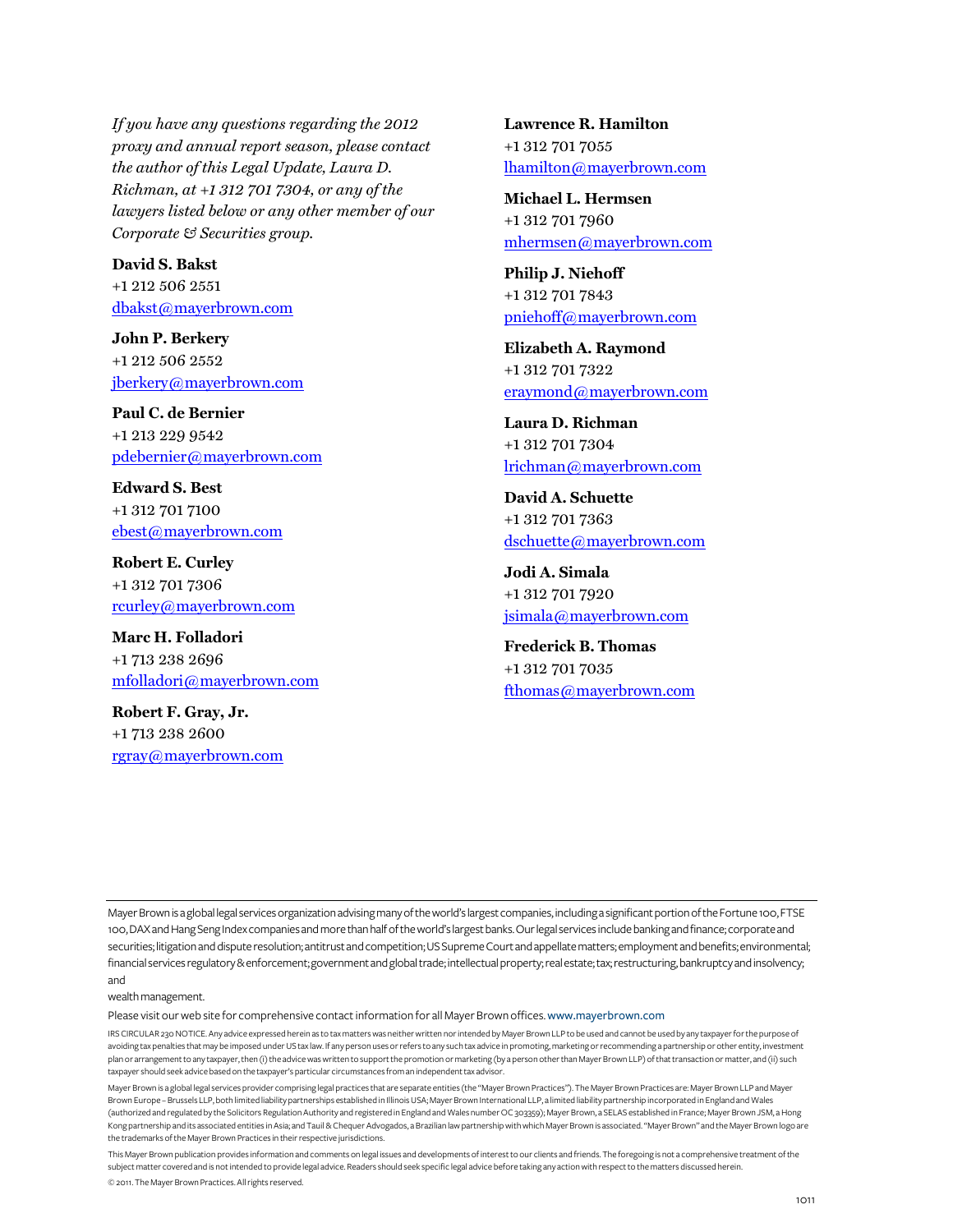*If you have any questions regarding the 2012 proxy and annual report season, please contact the author of this Legal Update, Laura D. Richman, at +1 312 701 7304, or any of the lawyers listed below or any other member of our Corporate & Securities group.*

**David S. Bakst**
+1 212 506 2551
dbakst@mayerbrown.com

**John P. Berkery**
+1 212 506 2552
jberkery@mayerbrown.com

**Paul C. de Bernier**
+1 213 229 9542
pdebernier@mayerbrown.com

**Edward S. Best**
+1 312 701 7100
ebest@mayerbrown.com

**Robert E. Curley**
+1 312 701 7306
rcurley@mayerbrown.com

**Marc H. Folladori**
+1 713 238 2696
mfolladori@mayerbrown.com

**Robert F. Gray, Jr.**
+1 713 238 2600
rgray@mayerbrown.com

**Lawrence R. Hamilton**
+1 312 701 7055
lhamilton@mayerbrown.com

**Michael L. Hermsen**
+1 312 701 7960
mhermsen@mayerbrown.com

**Philip J. Niehoff**
+1 312 701 7843
pniehoff@mayerbrown.com

**Elizabeth A. Raymond**
+1 312 701 7322
eraymond@mayerbrown.com

**Laura D. Richman**
+1 312 701 7304
lrichman@mayerbrown.com

**David A. Schuette**
+1 312 701 7363
dschuette@mayerbrown.com

**Jodi A. Simala**
+1 312 701 7920
jsimala@mayerbrown.com

**Frederick B. Thomas**
+1 312 701 7035
fthomas@mayerbrown.com

---

Mayer Brown is a global legal services organization advising many of the world's largest companies, including a significant portion of the Fortune 100, FTSE 100, DAX and Hang Seng Index companies and more than half of the world's largest banks. Our legal services include banking and finance; corporate and securities; litigation and dispute resolution; antitrust and competition; US Supreme Court and appellate matters; employment and benefits; environmental; financial services regulatory & enforcement; government and global trade; intellectual property; real estate; tax; restructuring, bankruptcy and insolvency; and
wealth management.

Please visit our web site for comprehensive contact information for all Mayer Brown offices. www.mayerbrown.com

IRS CIRCULAR 230 NOTICE. Any advice expressed herein as to tax matters was neither written nor intended by Mayer Brown LLP to be used and cannot be used by any taxpayer for the purpose of avoiding tax penalties that may be imposed under US tax law. If any person uses or refers to any such tax advice in promoting, marketing or recommending a partnership or other entity, investment plan or arrangement to any taxpayer, then (i) the advice was written to support the promotion or marketing (by a person other than Mayer Brown LLP) of that transaction or matter, and (ii) such taxpayer should seek advice based on the taxpayer's particular circumstances from an independent tax advisor.

Mayer Brown is a global legal services provider comprising legal practices that are separate entities (the "Mayer Brown Practices"). The Mayer Brown Practices are: Mayer Brown LLP and Mayer Brown Europe – Brussels LLP, both limited liability partnerships established in Illinois USA; Mayer Brown International LLP, a limited liability partnership incorporated in England and Wales (authorized and regulated by the Solicitors Regulation Authority and registered in England and Wales number OC 303359); Mayer Brown, a SELAS established in France; Mayer Brown JSM, a Hong Kong partnership and its associated entities in Asia; and Tauil & Chequer Advogados, a Brazilian law partnership with which Mayer Brown is associated. "Mayer Brown" and the Mayer Brown logo are the trademarks of the Mayer Brown Practices in their respective jurisdictions.

This Mayer Brown publication provides information and comments on legal issues and developments of interest to our clients and friends. The foregoing is not a comprehensive treatment of the subject matter covered and is not intended to provide legal advice. Readers should seek specific legal advice before taking any action with respect to the matters discussed herein.

© 2011. The Mayer Brown Practices. All rights reserved.

1011